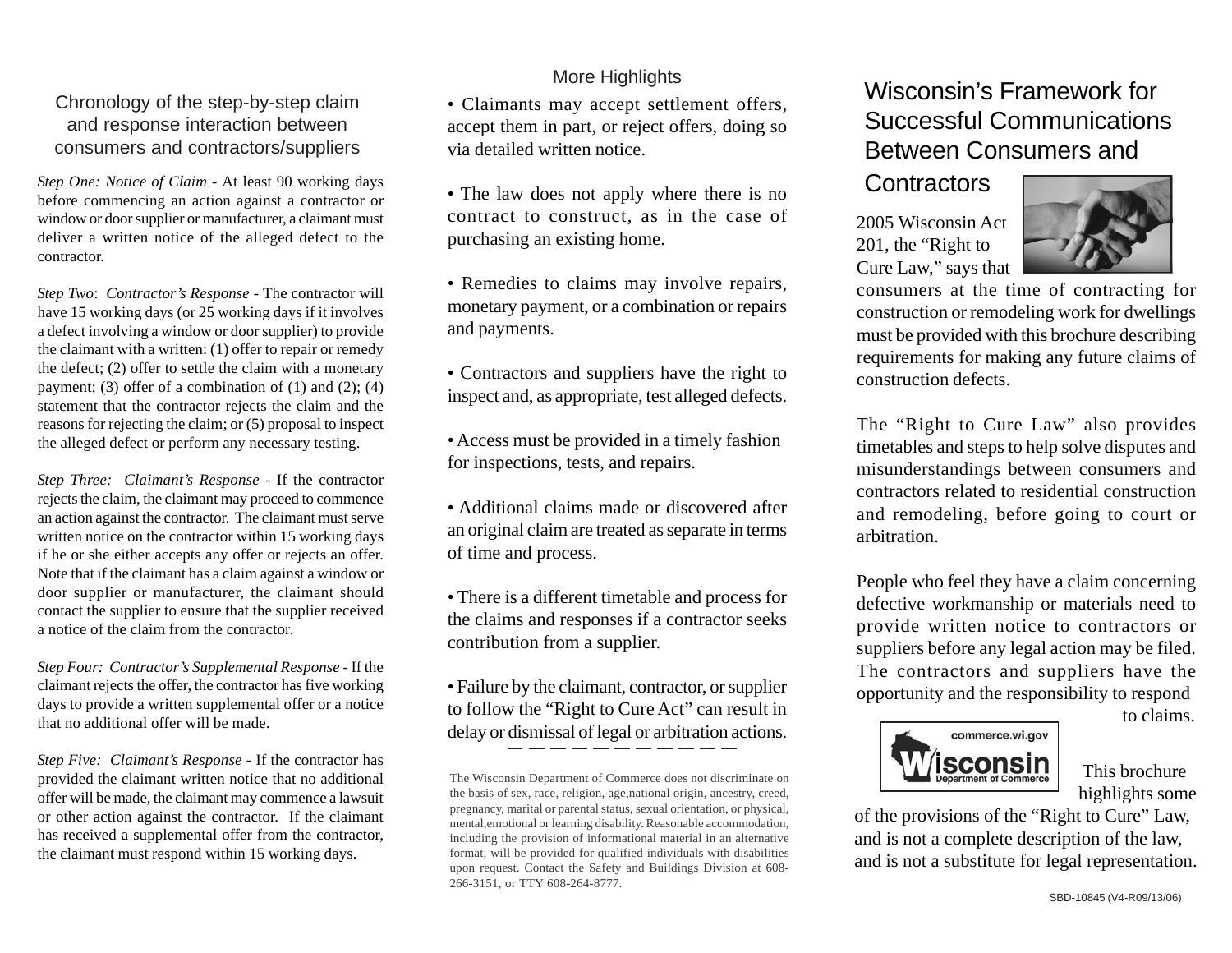## Chronology of the step-by-step claim and response interaction between consumers and contractors/suppliers

*Step One: Notice of Claim* - At least 90 working days before commencing an action against a contractor or window or door supplier or manufacturer, a claimant must deliver a written notice of the alleged defect to the contractor.

*Step Two*: *Contractor's Response* - The contractor will have 15 working days (or 25 working days if it involves a defect involving a window or door supplier) to provide the claimant with a written: (1) offer to repair or remedy the defect; (2) offer to settle the claim with a monetary payment; (3) offer of a combination of (1) and (2); (4) statement that the contractor rejects the claim and the reasons for rejecting the claim; or (5) proposal to inspect the alleged defect or perform any necessary testing.

*Step Three: Claimant's Response* - If the contractor rejects the claim, the claimant may proceed to commence an action against the contractor. The claimant must serve written notice on the contractor within 15 working days if he or she either accepts any offer or rejects an offer. Note that if the claimant has a claim against a window or door supplier or manufacturer, the claimant should contact the supplier to ensure that the supplier received a notice of the claim from the contractor.

*Step Four: Contractor's Supplemental Response* - If the claimant rejects the offer, the contractor has five working days to provide a written supplemental offer or a notice that no additional offer will be made.

*Step Five: Claimant's Response* - If the contractor has provided the claimant written notice that no additional offer will be made, the claimant may commence a lawsuit or other action against the contractor. If the claimant has received a supplemental offer from the contractor, the claimant must respond within 15 working days.

## More Highlights

- Claimants may accept settlement offers, accept them in part, or reject offers, doing so via detailed written notice.

- The law does not apply where there is no contract to construct, as in the case of purchasing an existing home.

- Remedies to claims may involve repairs, monetary payment, or a combination or repairs and payments.

- Contractors and suppliers have the right to inspect and, as appropriate, test alleged defects.

- Access must be provided in a timely fashion for inspections, tests, and repairs.

- Additional claims made or discovered after an original claim are treated as separate in terms of time and process.

- There is a different timetable and process for the claims and responses if a contractor seeks contribution from a supplier.

- Failure by the claimant, contractor, or supplier to follow the "Right to Cure Act" can result in delay or dismissal of legal or arbitration actions.

The Wisconsin Department of Commerce does not discriminate on the basis of sex, race, religion, age,national origin, ancestry, creed, pregnancy, marital or parental status, sexual orientation, or physical, mental,emotional or learning disability. Reasonable accommodation, including the provision of informational material in an alternative format, will be provided for qualified individuals with disabilities upon request. Contact the Safety and Buildings Division at 608-266-3151, or TTY 608-264-8777.

# Wisconsin's Framework for Successful Communications Between Consumers and Contractors

2005 Wisconsin Act 201, the "Right to Cure Law," says that consumers at the time of contracting for construction or remodeling work for dwellings must be provided with this brochure describing requirements for making any future claims of construction defects.

The "Right to Cure Law" also provides timetables and steps to help solve disputes and misunderstandings between consumers and contractors related to residential construction and remodeling, before going to court or arbitration.

People who feel they have a claim concerning defective workmanship or materials need to provide written notice to contractors or suppliers before any legal action may be filed. The contractors and suppliers have the opportunity and the responsibility to respond to claims.

commerce.wi.gov
Wisconsin Department of Commerce

This brochure highlights some of the provisions of the "Right to Cure" Law, and is not a complete description of the law, and is not a substitute for legal representation.

SBD-10845 (V4-R09/13/06)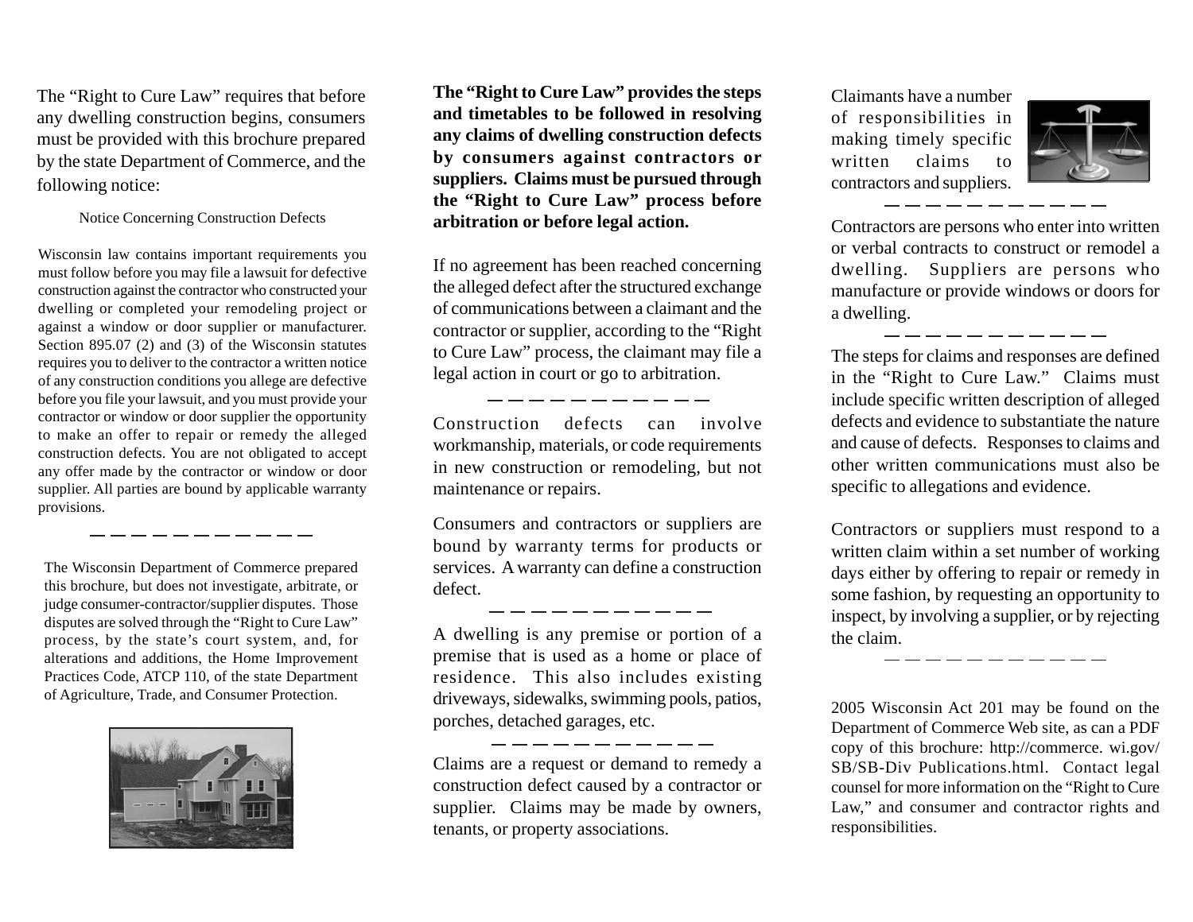The "Right to Cure Law" requires that before any dwelling construction begins, consumers must be provided with this brochure prepared by the state Department of Commerce, and the following notice:

Notice Concerning Construction Defects

Wisconsin law contains important requirements you must follow before you may file a lawsuit for defective construction against the contractor who constructed your dwelling or completed your remodeling project or against a window or door supplier or manufacturer. Section 895.07 (2) and (3) of the Wisconsin statutes requires you to deliver to the contractor a written notice of any construction conditions you allege are defective before you file your lawsuit, and you must provide your contractor or window or door supplier the opportunity to make an offer to repair or remedy the alleged construction defects. You are not obligated to accept any offer made by the contractor or window or door supplier. All parties are bound by applicable warranty provisions.

---

The Wisconsin Department of Commerce prepared this brochure, but does not investigate, arbitrate, or judge consumer-contractor/supplier disputes. Those disputes are solved through the "Right to Cure Law" process, by the state's court system, and, for alterations and additions, the Home Improvement Practices Code, ATCP 110, of the state Department of Agriculture, Trade, and Consumer Protection.

**The "Right to Cure Law" provides the steps and timetables to be followed in resolving any claims of dwelling construction defects by consumers against contractors or suppliers. Claims must be pursued through the "Right to Cure Law" process before arbitration or before legal action.**

If no agreement has been reached concerning the alleged defect after the structured exchange of communications between a claimant and the contractor or supplier, according to the "Right to Cure Law" process, the claimant may file a legal action in court or go to arbitration.

---

Construction defects can involve workmanship, materials, or code requirements in new construction or remodeling, but not maintenance or repairs.

Consumers and contractors or suppliers are bound by warranty terms for products or services. A warranty can define a construction defect.

---

A dwelling is any premise or portion of a premise that is used as a home or place of residence. This also includes existing driveways, sidewalks, swimming pools, patios, porches, detached garages, etc.

---

Claims are a request or demand to remedy a construction defect caused by a contractor or supplier. Claims may be made by owners, tenants, or property associations.

Claimants have a number of responsibilities in making timely specific written claims to contractors and suppliers.

---

Contractors are persons who enter into written or verbal contracts to construct or remodel a dwelling. Suppliers are persons who manufacture or provide windows or doors for a dwelling.

---

The steps for claims and responses are defined in the "Right to Cure Law." Claims must include specific written description of alleged defects and evidence to substantiate the nature and cause of defects. Responses to claims and other written communications must also be specific to allegations and evidence.

Contractors or suppliers must respond to a written claim within a set number of working days either by offering to repair or remedy in some fashion, by requesting an opportunity to inspect, by involving a supplier, or by rejecting the claim.

---

2005 Wisconsin Act 201 may be found on the Department of Commerce Web site, as can a PDF copy of this brochure: http://commerce. wi.gov/SB/SB-Div Publications.html. Contact legal counsel for more information on the "Right to Cure Law," and consumer and contractor rights and responsibilities.